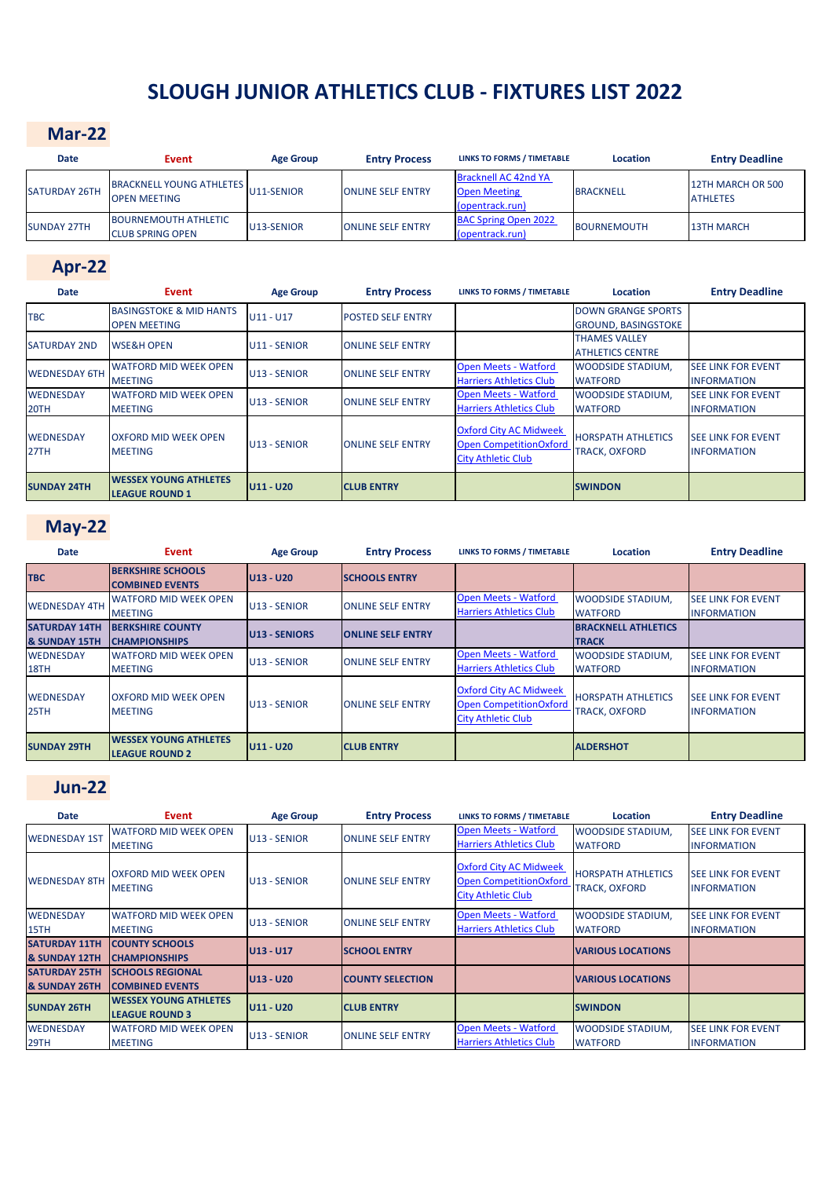# SLOUGH JUNIOR ATHLETICS CLUB - FIXTURES LIST 2022

## Mar-22

| Date | Event | Age Group | Entry Process | LINKS TO FORMS / TIMETABLE | Location | Entry Deadline |
|---|---|---|---|---|---|---|
| SATURDAY 26TH | BRACKNELL YOUNG ATHLETES OPEN MEETING | U11-SENIOR | ONLINE SELF ENTRY | Bracknell AC 42nd YA Open Meeting (opentrack.run) | BRACKNELL | 12TH MARCH OR 500 ATHLETES |
| SUNDAY 27TH | BOURNEMOUTH ATHLETIC CLUB SPRING OPEN | U13-SENIOR | ONLINE SELF ENTRY | BAC Spring Open 2022 (opentrack.run) | BOURNEMOUTH | 13TH MARCH |

## Apr-22

| Date | Event | Age Group | Entry Process | LINKS TO FORMS / TIMETABLE | Location | Entry Deadline |
|---|---|---|---|---|---|---|
| TBC | BASINGSTOKE & MID HANTS OPEN MEETING | U11 - U17 | POSTED SELF ENTRY | | DOWN GRANGE SPORTS GROUND, BASINGSTOKE | |
| SATURDAY 2ND | WSE&H OPEN | U11 - SENIOR | ONLINE SELF ENTRY | | THAMES VALLEY ATHLETICS CENTRE | |
| WEDNESDAY 6TH | WATFORD MID WEEK OPEN MEETING | U13 - SENIOR | ONLINE SELF ENTRY | Open Meets - Watford Harriers Athletics Club | WOODSIDE STADIUM, WATFORD | SEE LINK FOR EVENT INFORMATION |
| WEDNESDAY 20TH | WATFORD MID WEEK OPEN MEETING | U13 - SENIOR | ONLINE SELF ENTRY | Open Meets - Watford Harriers Athletics Club | WOODSIDE STADIUM, WATFORD | SEE LINK FOR EVENT INFORMATION |
| WEDNESDAY 27TH | OXFORD MID WEEK OPEN MEETING | U13 - SENIOR | ONLINE SELF ENTRY | Oxford City AC Midweek Open CompetitionOxford City Athletic Club | HORSPATH ATHLETICS TRACK, OXFORD | SEE LINK FOR EVENT INFORMATION |
| **SUNDAY 24TH** | **WESSEX YOUNG ATHLETES LEAGUE ROUND 1** | **U11 - U20** | **CLUB ENTRY** | | **SWINDON** | |

## May-22

| Date | Event | Age Group | Entry Process | LINKS TO FORMS / TIMETABLE | Location | Entry Deadline |
|---|---|---|---|---|---|---|
| **TBC** | **BERKSHIRE SCHOOLS COMBINED EVENTS** | **U13 - U20** | **SCHOOLS ENTRY** | | | |
| WEDNESDAY 4TH | WATFORD MID WEEK OPEN MEETING | U13 - SENIOR | ONLINE SELF ENTRY | Open Meets - Watford Harriers Athletics Club | WOODSIDE STADIUM, WATFORD | SEE LINK FOR EVENT INFORMATION |
| **SATURDAY 14TH & SUNDAY 15TH** | **BERKSHIRE COUNTY CHAMPIONSHIPS** | **U13 - SENIORS** | **ONLINE SELF ENTRY** | | **BRACKNELL ATHLETICS TRACK** | |
| WEDNESDAY 18TH | WATFORD MID WEEK OPEN MEETING | U13 - SENIOR | ONLINE SELF ENTRY | Open Meets - Watford Harriers Athletics Club | WOODSIDE STADIUM, WATFORD | SEE LINK FOR EVENT INFORMATION |
| WEDNESDAY 25TH | OXFORD MID WEEK OPEN MEETING | U13 - SENIOR | ONLINE SELF ENTRY | Oxford City AC Midweek Open CompetitionOxford City Athletic Club | HORSPATH ATHLETICS TRACK, OXFORD | SEE LINK FOR EVENT INFORMATION |
| **SUNDAY 29TH** | **WESSEX YOUNG ATHLETES LEAGUE ROUND 2** | **U11 - U20** | **CLUB ENTRY** | | **ALDERSHOT** | |

## Jun-22

| Date | Event | Age Group | Entry Process | LINKS TO FORMS / TIMETABLE | Location | Entry Deadline |
|---|---|---|---|---|---|---|
| WEDNESDAY 1ST | WATFORD MID WEEK OPEN MEETING | U13 - SENIOR | ONLINE SELF ENTRY | Open Meets - Watford Harriers Athletics Club | WOODSIDE STADIUM, WATFORD | SEE LINK FOR EVENT INFORMATION |
| WEDNESDAY 8TH | OXFORD MID WEEK OPEN MEETING | U13 - SENIOR | ONLINE SELF ENTRY | Oxford City AC Midweek Open CompetitionOxford City Athletic Club | HORSPATH ATHLETICS TRACK, OXFORD | SEE LINK FOR EVENT INFORMATION |
| WEDNESDAY 15TH | WATFORD MID WEEK OPEN MEETING | U13 - SENIOR | ONLINE SELF ENTRY | Open Meets - Watford Harriers Athletics Club | WOODSIDE STADIUM, WATFORD | SEE LINK FOR EVENT INFORMATION |
| **SATURDAY 11TH & SUNDAY 12TH** | **COUNTY SCHOOLS CHAMPIONSHIPS** | **U13 - U17** | **SCHOOL ENTRY** | | **VARIOUS LOCATIONS** | |
| **SATURDAY 25TH & SUNDAY 26TH** | **SCHOOLS REGIONAL COMBINED EVENTS** | **U13 - U20** | **COUNTY SELECTION** | | **VARIOUS LOCATIONS** | |
| **SUNDAY 26TH** | **WESSEX YOUNG ATHLETES LEAGUE ROUND 3** | **U11 - U20** | **CLUB ENTRY** | | **SWINDON** | |
| WEDNESDAY 29TH | WATFORD MID WEEK OPEN MEETING | U13 - SENIOR | ONLINE SELF ENTRY | Open Meets - Watford Harriers Athletics Club | WOODSIDE STADIUM, WATFORD | SEE LINK FOR EVENT INFORMATION |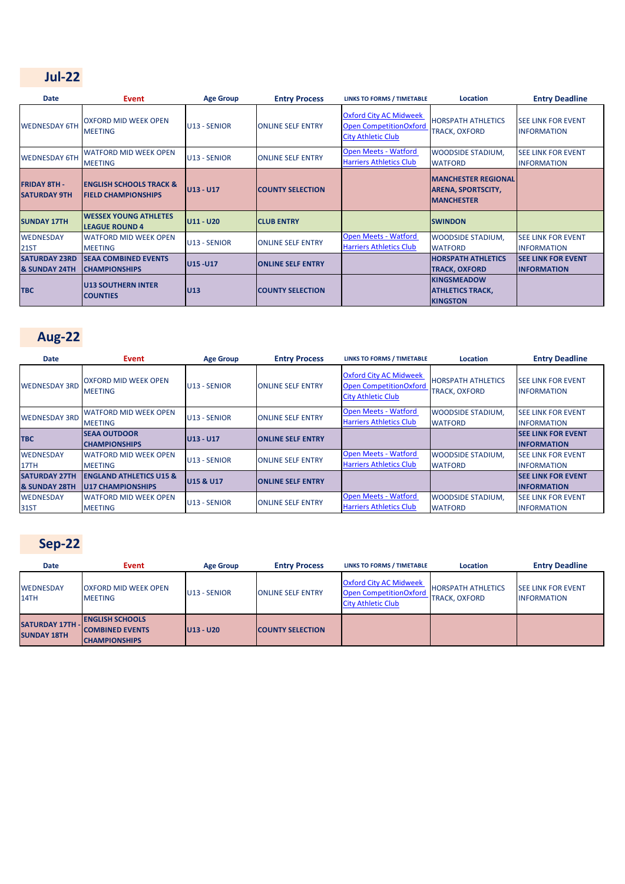## Jul-22

| Date | Event | Age Group | Entry Process | LINKS TO FORMS / TIMETABLE | Location | Entry Deadline |
|---|---|---|---|---|---|---|
| WEDNESDAY 6TH | OXFORD MID WEEK OPEN MEETING | U13 - SENIOR | ONLINE SELF ENTRY | Oxford City AC Midweek Open CompetitionOxford City Athletic Club | HORSPATH ATHLETICS TRACK, OXFORD | SEE LINK FOR EVENT INFORMATION |
| WEDNESDAY 6TH | WATFORD MID WEEK OPEN MEETING | U13 - SENIOR | ONLINE SELF ENTRY | Open Meets - Watford Harriers Athletics Club | WOODSIDE STADIUM, WATFORD | SEE LINK FOR EVENT INFORMATION |
| **FRIDAY 8TH - SATURDAY 9TH** | **ENGLISH SCHOOLS TRACK & FIELD CHAMPIONSHIPS** | **U13 - U17** | **COUNTY SELECTION** | | **MANCHESTER REGIONAL ARENA, SPORTSCITY, MANCHESTER** | |
| **SUNDAY 17TH** | **WESSEX YOUNG ATHLETES LEAGUE ROUND 4** | **U11 - U20** | **CLUB ENTRY** | | **SWINDON** | |
| WEDNESDAY 21ST | WATFORD MID WEEK OPEN MEETING | U13 - SENIOR | ONLINE SELF ENTRY | Open Meets - Watford Harriers Athletics Club | WOODSIDE STADIUM, WATFORD | SEE LINK FOR EVENT INFORMATION |
| **SATURDAY 23RD & SUNDAY 24TH** | **SEAA COMBINED EVENTS CHAMPIONSHIPS** | **U15 -U17** | **ONLINE SELF ENTRY** | | **HORSPATH ATHLETICS TRACK, OXFORD** | **SEE LINK FOR EVENT INFORMATION** |
| **TBC** | **U13 SOUTHERN INTER COUNTIES** | **U13** | **COUNTY SELECTION** | | **KINGSMEADOW ATHLETICS TRACK, KINGSTON** | |

## Aug-22

| Date | Event | Age Group | Entry Process | LINKS TO FORMS / TIMETABLE | Location | Entry Deadline |
|---|---|---|---|---|---|---|
| WEDNESDAY 3RD | OXFORD MID WEEK OPEN MEETING | U13 - SENIOR | ONLINE SELF ENTRY | Oxford City AC Midweek Open CompetitionOxford City Athletic Club | HORSPATH ATHLETICS TRACK, OXFORD | SEE LINK FOR EVENT INFORMATION |
| WEDNESDAY 3RD | WATFORD MID WEEK OPEN MEETING | U13 - SENIOR | ONLINE SELF ENTRY | Open Meets - Watford Harriers Athletics Club | WOODSIDE STADIUM, WATFORD | SEE LINK FOR EVENT INFORMATION |
| **TBC** | **SEAA OUTDOOR CHAMPIONSHIPS** | **U13 - U17** | **ONLINE SELF ENTRY** | | | **SEE LINK FOR EVENT INFORMATION** |
| WEDNESDAY 17TH | WATFORD MID WEEK OPEN MEETING | U13 - SENIOR | ONLINE SELF ENTRY | Open Meets - Watford Harriers Athletics Club | WOODSIDE STADIUM, WATFORD | SEE LINK FOR EVENT INFORMATION |
| **SATURDAY 27TH & SUNDAY 28TH** | **ENGLAND ATHLETICS U15 & U17 CHAMPIONSHIPS** | **U15 & U17** | **ONLINE SELF ENTRY** | | | **SEE LINK FOR EVENT INFORMATION** |
| WEDNESDAY 31ST | WATFORD MID WEEK OPEN MEETING | U13 - SENIOR | ONLINE SELF ENTRY | Open Meets - Watford Harriers Athletics Club | WOODSIDE STADIUM, WATFORD | SEE LINK FOR EVENT INFORMATION |

## Sep-22

| Date | Event | Age Group | Entry Process | LINKS TO FORMS / TIMETABLE | Location | Entry Deadline |
|---|---|---|---|---|---|---|
| WEDNESDAY 14TH | OXFORD MID WEEK OPEN MEETING | U13 - SENIOR | ONLINE SELF ENTRY | Oxford City AC Midweek Open CompetitionOxford City Athletic Club | HORSPATH ATHLETICS TRACK, OXFORD | SEE LINK FOR EVENT INFORMATION |
| **SATURDAY 17TH - SUNDAY 18TH** | **ENGLISH SCHOOLS COMBINED EVENTS CHAMPIONSHIPS** | **U13 - U20** | **COUNTY SELECTION** | | | |